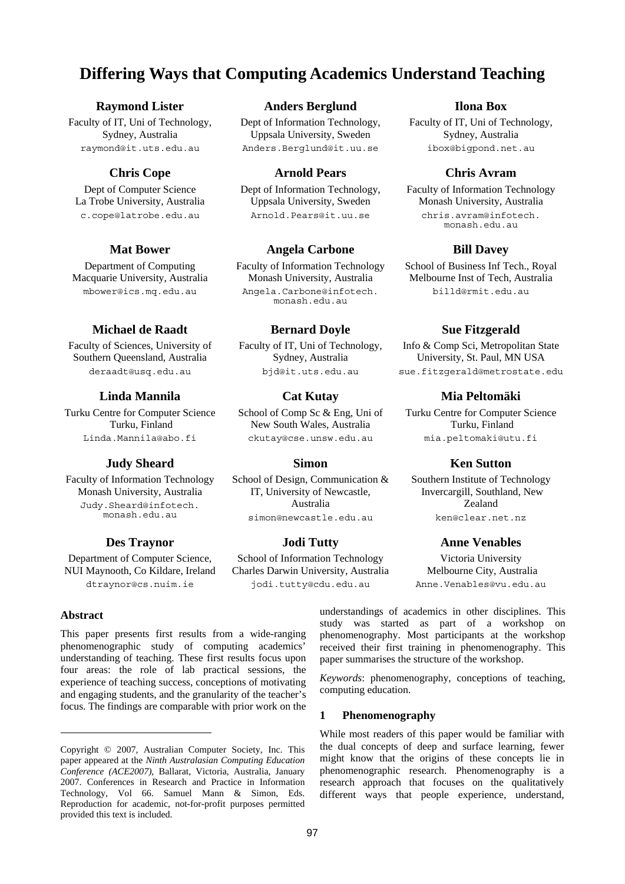# Differing Ways that Computing Academics Understand Teaching

**Raymond Lister**
Faculty of IT, Uni of Technology, Sydney, Australia
raymond@it.uts.edu.au

**Anders Berglund**
Dept of Information Technology, Uppsala University, Sweden
Anders.Berglund@it.uu.se

**Ilona Box**
Faculty of IT, Uni of Technology, Sydney, Australia
ibox@bigpond.net.au

**Chris Cope**
Dept of Computer Science
La Trobe University, Australia
c.cope@latrobe.edu.au

**Arnold Pears**
Dept of Information Technology, Uppsala University, Sweden
Arnold.Pears@it.uu.se

**Chris Avram**
Faculty of Information Technology
Monash University, Australia
chris.avram@infotech.monash.edu.au

**Mat Bower**
Department of Computing
Macquarie University, Australia
mbower@ics.mq.edu.au

**Angela Carbone**
Faculty of Information Technology
Monash University, Australia
Angela.Carbone@infotech.monash.edu.au

**Bill Davey**
School of Business Inf Tech., Royal Melbourne Inst of Tech, Australia
billd@rmit.edu.au

**Michael de Raadt**
Faculty of Sciences, University of Southern Queensland, Australia
deraadt@usq.edu.au

**Bernard Doyle**
Faculty of IT, Uni of Technology, Sydney, Australia
bjd@it.uts.edu.au

**Sue Fitzgerald**
Info & Comp Sci, Metropolitan State University, St. Paul, MN USA
sue.fitzgerald@metrostate.edu

**Linda Mannila**
Turku Centre for Computer Science
Turku, Finland
Linda.Mannila@abo.fi

**Cat Kutay**
School of Comp Sc & Eng, Uni of New South Wales, Australia
ckutay@cse.unsw.edu.au

**Mia Peltomäki**
Turku Centre for Computer Science
Turku, Finland
mia.peltomaki@utu.fi

**Judy Sheard**
Faculty of Information Technology
Monash University, Australia
Judy.Sheard@infotech.monash.edu.au

**Simon**
School of Design, Communication & IT, University of Newcastle, Australia
simon@newcastle.edu.au

**Ken Sutton**
Southern Institute of Technology
Invercargill, Southland, New Zealand
ken@clear.net.nz

**Des Traynor**
Department of Computer Science, NUI Maynooth, Co Kildare, Ireland
dtraynor@cs.nuim.ie

**Jodi Tutty**
School of Information Technology
Charles Darwin University, Australia
jodi.tutty@cdu.edu.au

**Anne Venables**
Victoria University
Melbourne City, Australia
Anne.Venables@vu.edu.au

## Abstract

This paper presents first results from a wide-ranging phenomenographic study of computing academics' understanding of teaching. These first results focus upon four areas: the role of lab practical sessions, the experience of teaching success, conceptions of motivating and engaging students, and the granularity of the teacher's focus. The findings are comparable with prior work on the understandings of academics in other disciplines. This study was started as part of a workshop on phenomenography. Most participants at the workshop received their first training in phenomenography. This paper summarises the structure of the workshop.

*Keywords*: phenomenography, conceptions of teaching, computing education.

## 1 Phenomenography

While most readers of this paper would be familiar with the dual concepts of deep and surface learning, fewer might know that the origins of these concepts lie in phenomenographic research. Phenomenography is a research approach that focuses on the qualitatively different ways that people experience, understand,

---

Copyright © 2007, Australian Computer Society, Inc. This paper appeared at the *Ninth Australasian Computing Education Conference (ACE2007)*, Ballarat, Victoria, Australia, January 2007. Conferences in Research and Practice in Information Technology, Vol 66. Samuel Mann & Simon, Eds. Reproduction for academic, not-for-profit purposes permitted provided this text is included.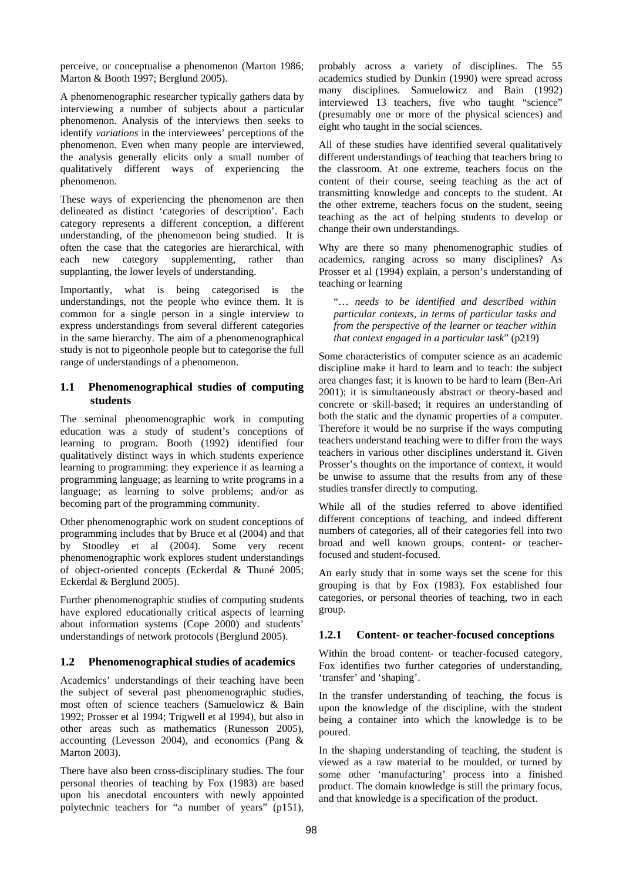perceive, or conceptualise a phenomenon (Marton 1986; Marton & Booth 1997; Berglund 2005).

A phenomenographic researcher typically gathers data by interviewing a number of subjects about a particular phenomenon. Analysis of the interviews then seeks to identify *variations* in the interviewees' perceptions of the phenomenon. Even when many people are interviewed, the analysis generally elicits only a small number of qualitatively different ways of experiencing the phenomenon.

These ways of experiencing the phenomenon are then delineated as distinct 'categories of description'. Each category represents a different conception, a different understanding, of the phenomenon being studied. It is often the case that the categories are hierarchical, with each new category supplementing, rather than supplanting, the lower levels of understanding.

Importantly, what is being categorised is the understandings, not the people who evince them. It is common for a single person in a single interview to express understandings from several different categories in the same hierarchy. The aim of a phenomenographical study is not to pigeonhole people but to categorise the full range of understandings of a phenomenon.

## 1.1 Phenomenographical studies of computing students

The seminal phenomenographic work in computing education was a study of student's conceptions of learning to program. Booth (1992) identified four qualitatively distinct ways in which students experience learning to programming: they experience it as learning a programming language; as learning to write programs in a language; as learning to solve problems; and/or as becoming part of the programming community.

Other phenomenographic work on student conceptions of programming includes that by Bruce et al (2004) and that by Stoodley et al (2004). Some very recent phenomenographic work explores student understandings of object-oriented concepts (Eckerdal & Thuné 2005; Eckerdal & Berglund 2005).

Further phenomenographic studies of computing students have explored educationally critical aspects of learning about information systems (Cope 2000) and students' understandings of network protocols (Berglund 2005).

## 1.2 Phenomenographical studies of academics

Academics' understandings of their teaching have been the subject of several past phenomenographic studies, most often of science teachers (Samuelowicz & Bain 1992; Prosser et al 1994; Trigwell et al 1994), but also in other areas such as mathematics (Runesson 2005), accounting (Levesson 2004), and economics (Pang & Marton 2003).

There have also been cross-disciplinary studies. The four personal theories of teaching by Fox (1983) are based upon his anecdotal encounters with newly appointed polytechnic teachers for "a number of years" (p151), probably across a variety of disciplines. The 55 academics studied by Dunkin (1990) were spread across many disciplines. Samuelowicz and Bain (1992) interviewed 13 teachers, five who taught "science" (presumably one or more of the physical sciences) and eight who taught in the social sciences.

All of these studies have identified several qualitatively different understandings of teaching that teachers bring to the classroom. At one extreme, teachers focus on the content of their course, seeing teaching as the act of transmitting knowledge and concepts to the student. At the other extreme, teachers focus on the student, seeing teaching as the act of helping students to develop or change their own understandings.

Why are there so many phenomenographic studies of academics, ranging across so many disciplines? As Prosser et al (1994) explain, a person's understanding of teaching or learning

> "*… needs to be identified and described within particular contexts, in terms of particular tasks and from the perspective of the learner or teacher within that context engaged in a particular task*" (p219)

Some characteristics of computer science as an academic discipline make it hard to learn and to teach: the subject area changes fast; it is known to be hard to learn (Ben-Ari 2001); it is simultaneously abstract or theory-based and concrete or skill-based; it requires an understanding of both the static and the dynamic properties of a computer. Therefore it would be no surprise if the ways computing teachers understand teaching were to differ from the ways teachers in various other disciplines understand it. Given Prosser's thoughts on the importance of context, it would be unwise to assume that the results from any of these studies transfer directly to computing.

While all of the studies referred to above identified different conceptions of teaching, and indeed different numbers of categories, all of their categories fell into two broad and well known groups, content- or teacher-focused and student-focused.

An early study that in some ways set the scene for this grouping is that by Fox (1983). Fox established four categories, or personal theories of teaching, two in each group.

### 1.2.1 Content- or teacher-focused conceptions

Within the broad content- or teacher-focused category, Fox identifies two further categories of understanding, 'transfer' and 'shaping'.

In the transfer understanding of teaching, the focus is upon the knowledge of the discipline, with the student being a container into which the knowledge is to be poured.

In the shaping understanding of teaching, the student is viewed as a raw material to be moulded, or turned by some other 'manufacturing' process into a finished product. The domain knowledge is still the primary focus, and that knowledge is a specification of the product.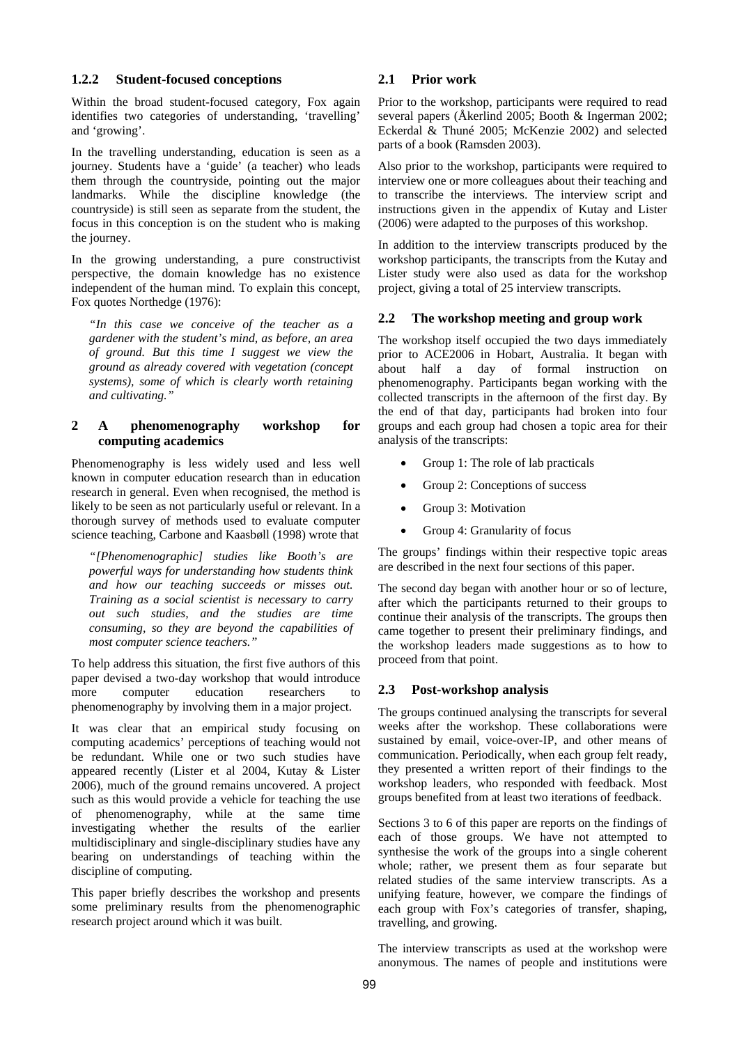### 1.2.2 Student-focused conceptions

Within the broad student-focused category, Fox again identifies two categories of understanding, 'travelling' and 'growing'.

In the travelling understanding, education is seen as a journey. Students have a 'guide' (a teacher) who leads them through the countryside, pointing out the major landmarks. While the discipline knowledge (the countryside) is still seen as separate from the student, the focus in this conception is on the student who is making the journey.

In the growing understanding, a pure constructivist perspective, the domain knowledge has no existence independent of the human mind. To explain this concept, Fox quotes Northedge (1976):

> *"In this case we conceive of the teacher as a gardener with the student's mind, as before, an area of ground. But this time I suggest we view the ground as already covered with vegetation (concept systems), some of which is clearly worth retaining and cultivating."*

## 2 A phenomenography workshop for computing academics

Phenomenography is less widely used and less well known in computer education research than in education research in general. Even when recognised, the method is likely to be seen as not particularly useful or relevant. In a thorough survey of methods used to evaluate computer science teaching, Carbone and Kaasbøll (1998) wrote that

> *"[Phenomenographic] studies like Booth's are powerful ways for understanding how students think and how our teaching succeeds or misses out. Training as a social scientist is necessary to carry out such studies, and the studies are time consuming, so they are beyond the capabilities of most computer science teachers."*

To help address this situation, the first five authors of this paper devised a two-day workshop that would introduce more computer education researchers to phenomenography by involving them in a major project.

It was clear that an empirical study focusing on computing academics' perceptions of teaching would not be redundant. While one or two such studies have appeared recently (Lister et al 2004, Kutay & Lister 2006), much of the ground remains uncovered. A project such as this would provide a vehicle for teaching the use of phenomenography, while at the same time investigating whether the results of the earlier multidisciplinary and single-disciplinary studies have any bearing on understandings of teaching within the discipline of computing.

This paper briefly describes the workshop and presents some preliminary results from the phenomenographic research project around which it was built.

### 2.1 Prior work

Prior to the workshop, participants were required to read several papers (Åkerlind 2005; Booth & Ingerman 2002; Eckerdal & Thuné 2005; McKenzie 2002) and selected parts of a book (Ramsden 2003).

Also prior to the workshop, participants were required to interview one or more colleagues about their teaching and to transcribe the interviews. The interview script and instructions given in the appendix of Kutay and Lister (2006) were adapted to the purposes of this workshop.

In addition to the interview transcripts produced by the workshop participants, the transcripts from the Kutay and Lister study were also used as data for the workshop project, giving a total of 25 interview transcripts.

### 2.2 The workshop meeting and group work

The workshop itself occupied the two days immediately prior to ACE2006 in Hobart, Australia. It began with about half a day of formal instruction on phenomenography. Participants began working with the collected transcripts in the afternoon of the first day. By the end of that day, participants had broken into four groups and each group had chosen a topic area for their analysis of the transcripts:

- Group 1: The role of lab practicals
- Group 2: Conceptions of success
- Group 3: Motivation
- Group 4: Granularity of focus

The groups' findings within their respective topic areas are described in the next four sections of this paper.

The second day began with another hour or so of lecture, after which the participants returned to their groups to continue their analysis of the transcripts. The groups then came together to present their preliminary findings, and the workshop leaders made suggestions as to how to proceed from that point.

### 2.3 Post-workshop analysis

The groups continued analysing the transcripts for several weeks after the workshop. These collaborations were sustained by email, voice-over-IP, and other means of communication. Periodically, when each group felt ready, they presented a written report of their findings to the workshop leaders, who responded with feedback. Most groups benefited from at least two iterations of feedback.

Sections 3 to 6 of this paper are reports on the findings of each of those groups. We have not attempted to synthesise the work of the groups into a single coherent whole; rather, we present them as four separate but related studies of the same interview transcripts. As a unifying feature, however, we compare the findings of each group with Fox's categories of transfer, shaping, travelling, and growing.

The interview transcripts as used at the workshop were anonymous. The names of people and institutions were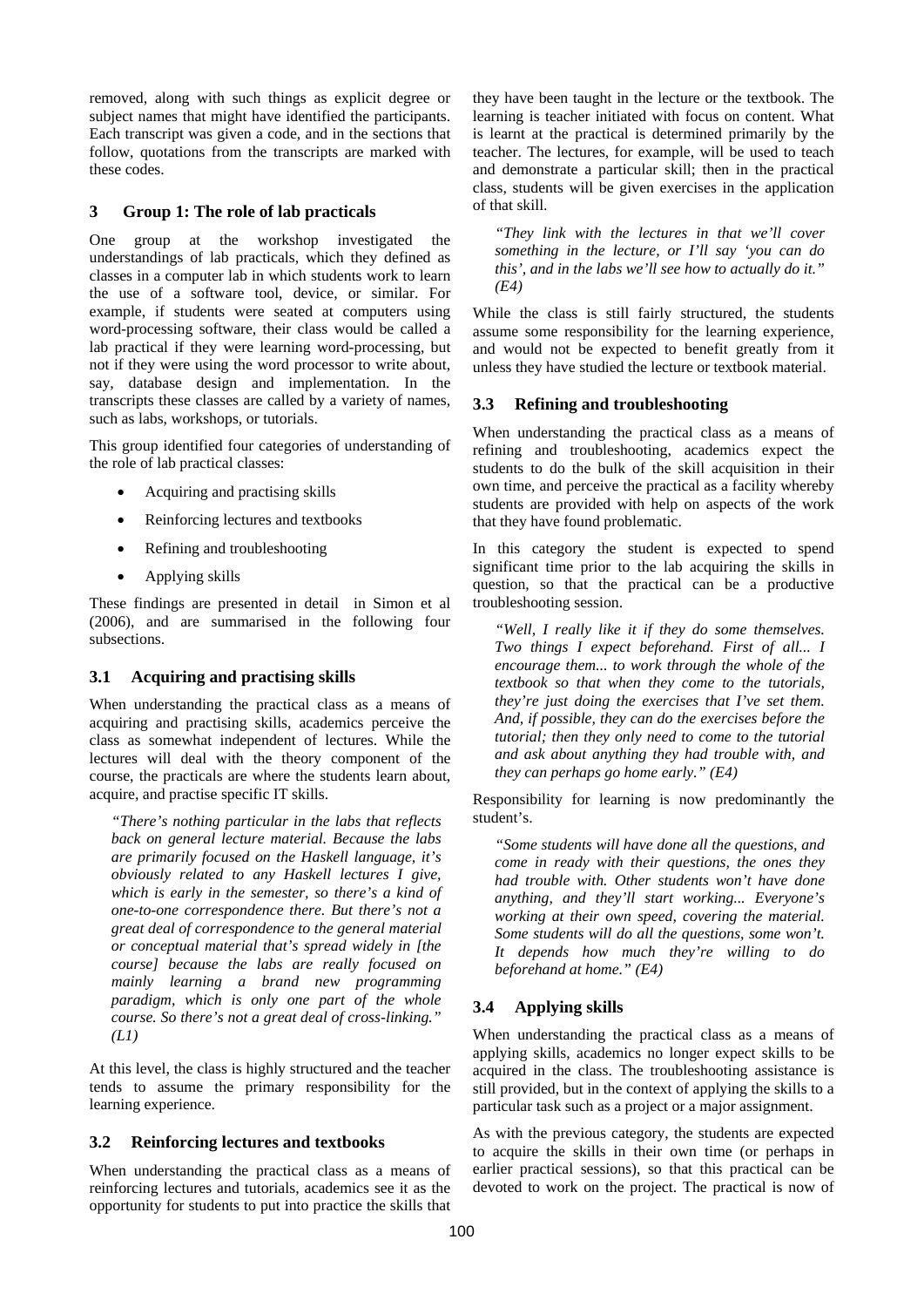removed, along with such things as explicit degree or subject names that might have identified the participants. Each transcript was given a code, and in the sections that follow, quotations from the transcripts are marked with these codes.

## 3 Group 1: The role of lab practicals

One group at the workshop investigated the understandings of lab practicals, which they defined as classes in a computer lab in which students work to learn the use of a software tool, device, or similar. For example, if students were seated at computers using word-processing software, their class would be called a lab practical if they were learning word-processing, but not if they were using the word processor to write about, say, database design and implementation. In the transcripts these classes are called by a variety of names, such as labs, workshops, or tutorials.

This group identified four categories of understanding of the role of lab practical classes:

- Acquiring and practising skills
- Reinforcing lectures and textbooks
- Refining and troubleshooting
- Applying skills

These findings are presented in detail in Simon et al (2006), and are summarised in the following four subsections.

### 3.1 Acquiring and practising skills

When understanding the practical class as a means of acquiring and practising skills, academics perceive the class as somewhat independent of lectures. While the lectures will deal with the theory component of the course, the practicals are where the students learn about, acquire, and practise specific IT skills.

> *"There's nothing particular in the labs that reflects back on general lecture material. Because the labs are primarily focused on the Haskell language, it's obviously related to any Haskell lectures I give, which is early in the semester, so there's a kind of one-to-one correspondence there. But there's not a great deal of correspondence to the general material or conceptual material that's spread widely in [the course] because the labs are really focused on mainly learning a brand new programming paradigm, which is only one part of the whole course. So there's not a great deal of cross-linking." (L1)*

At this level, the class is highly structured and the teacher tends to assume the primary responsibility for the learning experience.

### 3.2 Reinforcing lectures and textbooks

When understanding the practical class as a means of reinforcing lectures and tutorials, academics see it as the opportunity for students to put into practice the skills that they have been taught in the lecture or the textbook. The learning is teacher initiated with focus on content. What is learnt at the practical is determined primarily by the teacher. The lectures, for example, will be used to teach and demonstrate a particular skill; then in the practical class, students will be given exercises in the application of that skill.

> *"They link with the lectures in that we'll cover something in the lecture, or I'll say 'you can do this', and in the labs we'll see how to actually do it." (E4)*

While the class is still fairly structured, the students assume some responsibility for the learning experience, and would not be expected to benefit greatly from it unless they have studied the lecture or textbook material.

### 3.3 Refining and troubleshooting

When understanding the practical class as a means of refining and troubleshooting, academics expect the students to do the bulk of the skill acquisition in their own time, and perceive the practical as a facility whereby students are provided with help on aspects of the work that they have found problematic.

In this category the student is expected to spend significant time prior to the lab acquiring the skills in question, so that the practical can be a productive troubleshooting session.

> *"Well, I really like it if they do some themselves. Two things I expect beforehand. First of all... I encourage them... to work through the whole of the textbook so that when they come to the tutorials, they're just doing the exercises that I've set them. And, if possible, they can do the exercises before the tutorial; then they only need to come to the tutorial and ask about anything they had trouble with, and they can perhaps go home early." (E4)*

Responsibility for learning is now predominantly the student's.

> *"Some students will have done all the questions, and come in ready with their questions, the ones they had trouble with. Other students won't have done anything, and they'll start working... Everyone's working at their own speed, covering the material. Some students will do all the questions, some won't. It depends how much they're willing to do beforehand at home." (E4)*

### 3.4 Applying skills

When understanding the practical class as a means of applying skills, academics no longer expect skills to be acquired in the class. The troubleshooting assistance is still provided, but in the context of applying the skills to a particular task such as a project or a major assignment.

As with the previous category, the students are expected to acquire the skills in their own time (or perhaps in earlier practical sessions), so that this practical can be devoted to work on the project. The practical is now of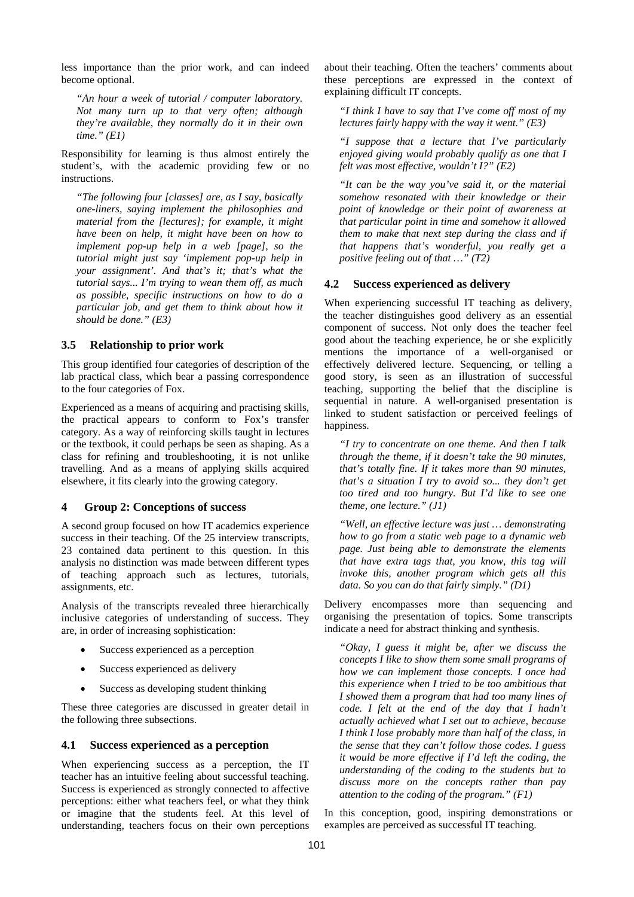less importance than the prior work, and can indeed become optional.

> *"An hour a week of tutorial / computer laboratory. Not many turn up to that very often; although they're available, they normally do it in their own time." (E1)*

Responsibility for learning is thus almost entirely the student's, with the academic providing few or no instructions.

> *"The following four [classes] are, as I say, basically one-liners, saying implement the philosophies and material from the [lectures]; for example, it might have been on help, it might have been on how to implement pop-up help in a web [page], so the tutorial might just say 'implement pop-up help in your assignment'. And that's it; that's what the tutorial says... I'm trying to wean them off, as much as possible, specific instructions on how to do a particular job, and get them to think about how it should be done." (E3)*

### 3.5 Relationship to prior work

This group identified four categories of description of the lab practical class, which bear a passing correspondence to the four categories of Fox.

Experienced as a means of acquiring and practising skills, the practical appears to conform to Fox's transfer category. As a way of reinforcing skills taught in lectures or the textbook, it could perhaps be seen as shaping. As a class for refining and troubleshooting, it is not unlike travelling. And as a means of applying skills acquired elsewhere, it fits clearly into the growing category.

## 4 Group 2: Conceptions of success

A second group focused on how IT academics experience success in their teaching. Of the 25 interview transcripts, 23 contained data pertinent to this question. In this analysis no distinction was made between different types of teaching approach such as lectures, tutorials, assignments, etc.

Analysis of the transcripts revealed three hierarchically inclusive categories of understanding of success. They are, in order of increasing sophistication:

- Success experienced as a perception
- Success experienced as delivery
- Success as developing student thinking

These three categories are discussed in greater detail in the following three subsections.

### 4.1 Success experienced as a perception

When experiencing success as a perception, the IT teacher has an intuitive feeling about successful teaching. Success is experienced as strongly connected to affective perceptions: either what teachers feel, or what they think or imagine that the students feel. At this level of understanding, teachers focus on their own perceptions about their teaching. Often the teachers' comments about these perceptions are expressed in the context of explaining difficult IT concepts.

> *"I think I have to say that I've come off most of my lectures fairly happy with the way it went." (E3)*

> *"I suppose that a lecture that I've particularly enjoyed giving would probably qualify as one that I felt was most effective, wouldn't I?" (E2)*

> *"It can be the way you've said it, or the material somehow resonated with their knowledge or their point of knowledge or their point of awareness at that particular point in time and somehow it allowed them to make that next step during the class and if that happens that's wonderful, you really get a positive feeling out of that …" (T2)*

### 4.2 Success experienced as delivery

When experiencing successful IT teaching as delivery, the teacher distinguishes good delivery as an essential component of success. Not only does the teacher feel good about the teaching experience, he or she explicitly mentions the importance of a well-organised or effectively delivered lecture. Sequencing, or telling a good story, is seen as an illustration of successful teaching, supporting the belief that the discipline is sequential in nature. A well-organised presentation is linked to student satisfaction or perceived feelings of happiness.

> *"I try to concentrate on one theme. And then I talk through the theme, if it doesn't take the 90 minutes, that's totally fine. If it takes more than 90 minutes, that's a situation I try to avoid so... they don't get too tired and too hungry. But I'd like to see one theme, one lecture." (J1)*

> *"Well, an effective lecture was just … demonstrating how to go from a static web page to a dynamic web page. Just being able to demonstrate the elements that have extra tags that, you know, this tag will invoke this, another program which gets all this data. So you can do that fairly simply." (D1)*

Delivery encompasses more than sequencing and organising the presentation of topics. Some transcripts indicate a need for abstract thinking and synthesis.

> *"Okay, I guess it might be, after we discuss the concepts I like to show them some small programs of how we can implement those concepts. I once had this experience when I tried to be too ambitious that I showed them a program that had too many lines of code. I felt at the end of the day that I hadn't actually achieved what I set out to achieve, because I think I lose probably more than half of the class, in the sense that they can't follow those codes. I guess it would be more effective if I'd left the coding, the understanding of the coding to the students but to discuss more on the concepts rather than pay attention to the coding of the program." (F1)*

In this conception, good, inspiring demonstrations or examples are perceived as successful IT teaching.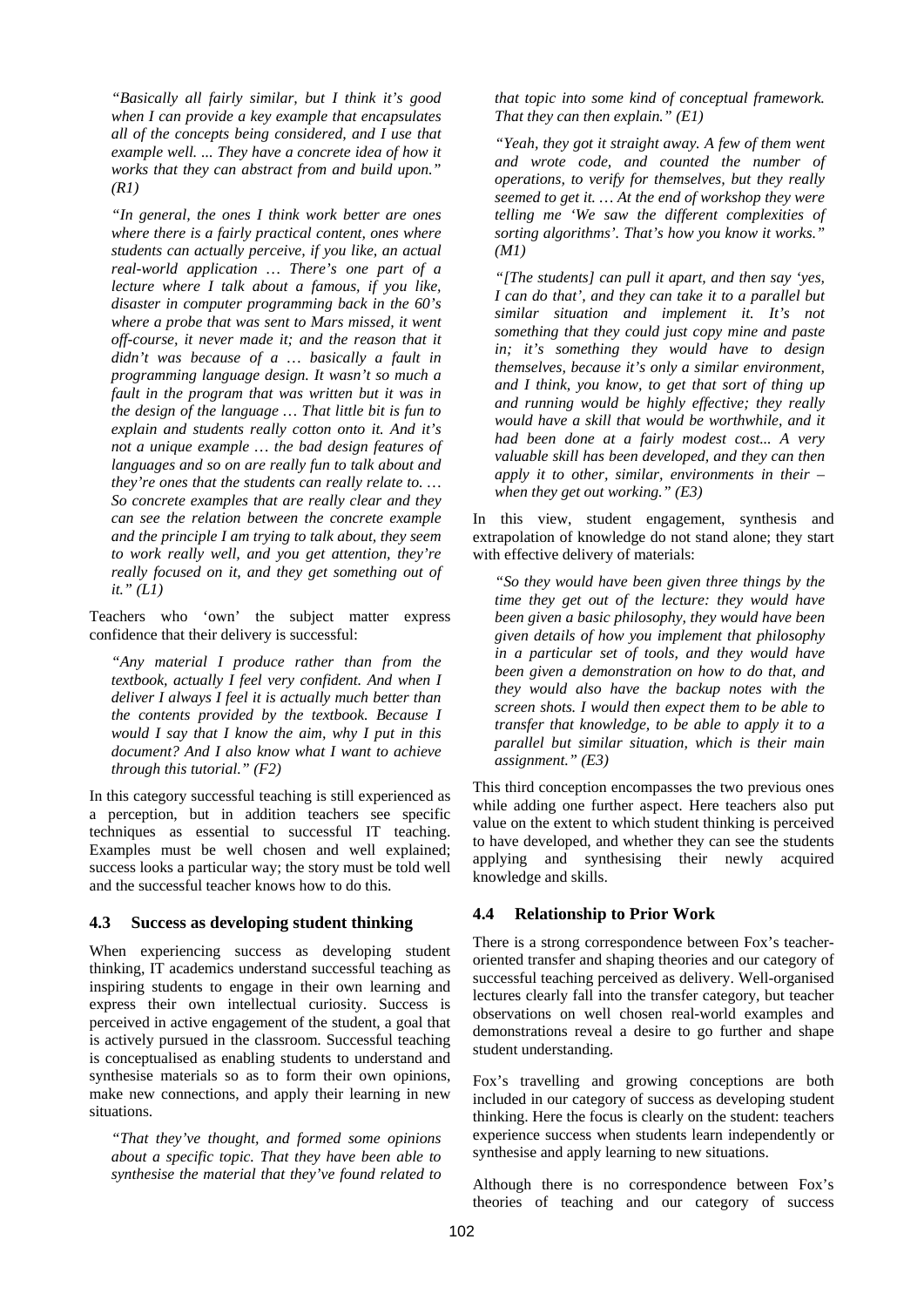*"Basically all fairly similar, but I think it's good when I can provide a key example that encapsulates all of the concepts being considered, and I use that example well. ... They have a concrete idea of how it works that they can abstract from and build upon." (R1)*

*"In general, the ones I think work better are ones where there is a fairly practical content, ones where students can actually perceive, if you like, an actual real-world application … There's one part of a lecture where I talk about a famous, if you like, disaster in computer programming back in the 60's where a probe that was sent to Mars missed, it went off-course, it never made it; and the reason that it didn't was because of a … basically a fault in programming language design. It wasn't so much a fault in the program that was written but it was in the design of the language … That little bit is fun to explain and students really cotton onto it. And it's not a unique example … the bad design features of languages and so on are really fun to talk about and they're ones that the students can really relate to. … So concrete examples that are really clear and they can see the relation between the concrete example and the principle I am trying to talk about, they seem to work really well, and you get attention, they're really focused on it, and they get something out of it." (L1)*

Teachers who 'own' the subject matter express confidence that their delivery is successful:

*"Any material I produce rather than from the textbook, actually I feel very confident. And when I deliver I always I feel it is actually much better than the contents provided by the textbook. Because I would I say that I know the aim, why I put in this document? And I also know what I want to achieve through this tutorial." (F2)*

In this category successful teaching is still experienced as a perception, but in addition teachers see specific techniques as essential to successful IT teaching. Examples must be well chosen and well explained; success looks a particular way; the story must be told well and the successful teacher knows how to do this.

### 4.3 Success as developing student thinking

When experiencing success as developing student thinking, IT academics understand successful teaching as inspiring students to engage in their own learning and express their own intellectual curiosity. Success is perceived in active engagement of the student, a goal that is actively pursued in the classroom. Successful teaching is conceptualised as enabling students to understand and synthesise materials so as to form their own opinions, make new connections, and apply their learning in new situations.

*"That they've thought, and formed some opinions about a specific topic. That they have been able to synthesise the material that they've found related to that topic into some kind of conceptual framework. That they can then explain." (E1)*

*"Yeah, they got it straight away. A few of them went and wrote code, and counted the number of operations, to verify for themselves, but they really seemed to get it. … At the end of workshop they were telling me 'We saw the different complexities of sorting algorithms'. That's how you know it works." (M1)*

*"[The students] can pull it apart, and then say 'yes, I can do that', and they can take it to a parallel but similar situation and implement it. It's not something that they could just copy mine and paste in; it's something they would have to design themselves, because it's only a similar environment, and I think, you know, to get that sort of thing up and running would be highly effective; they really would have a skill that would be worthwhile, and it had been done at a fairly modest cost... A very valuable skill has been developed, and they can then apply it to other, similar, environments in their – when they get out working." (E3)*

In this view, student engagement, synthesis and extrapolation of knowledge do not stand alone; they start with effective delivery of materials:

*"So they would have been given three things by the time they get out of the lecture: they would have been given a basic philosophy, they would have been given details of how you implement that philosophy in a particular set of tools, and they would have been given a demonstration on how to do that, and they would also have the backup notes with the screen shots. I would then expect them to be able to transfer that knowledge, to be able to apply it to a parallel but similar situation, which is their main assignment." (E3)*

This third conception encompasses the two previous ones while adding one further aspect. Here teachers also put value on the extent to which student thinking is perceived to have developed, and whether they can see the students applying and synthesising their newly acquired knowledge and skills.

### 4.4 Relationship to Prior Work

There is a strong correspondence between Fox's teacher-oriented transfer and shaping theories and our category of successful teaching perceived as delivery. Well-organised lectures clearly fall into the transfer category, but teacher observations on well chosen real-world examples and demonstrations reveal a desire to go further and shape student understanding.

Fox's travelling and growing conceptions are both included in our category of success as developing student thinking. Here the focus is clearly on the student: teachers experience success when students learn independently or synthesise and apply learning to new situations.

Although there is no correspondence between Fox's theories of teaching and our category of success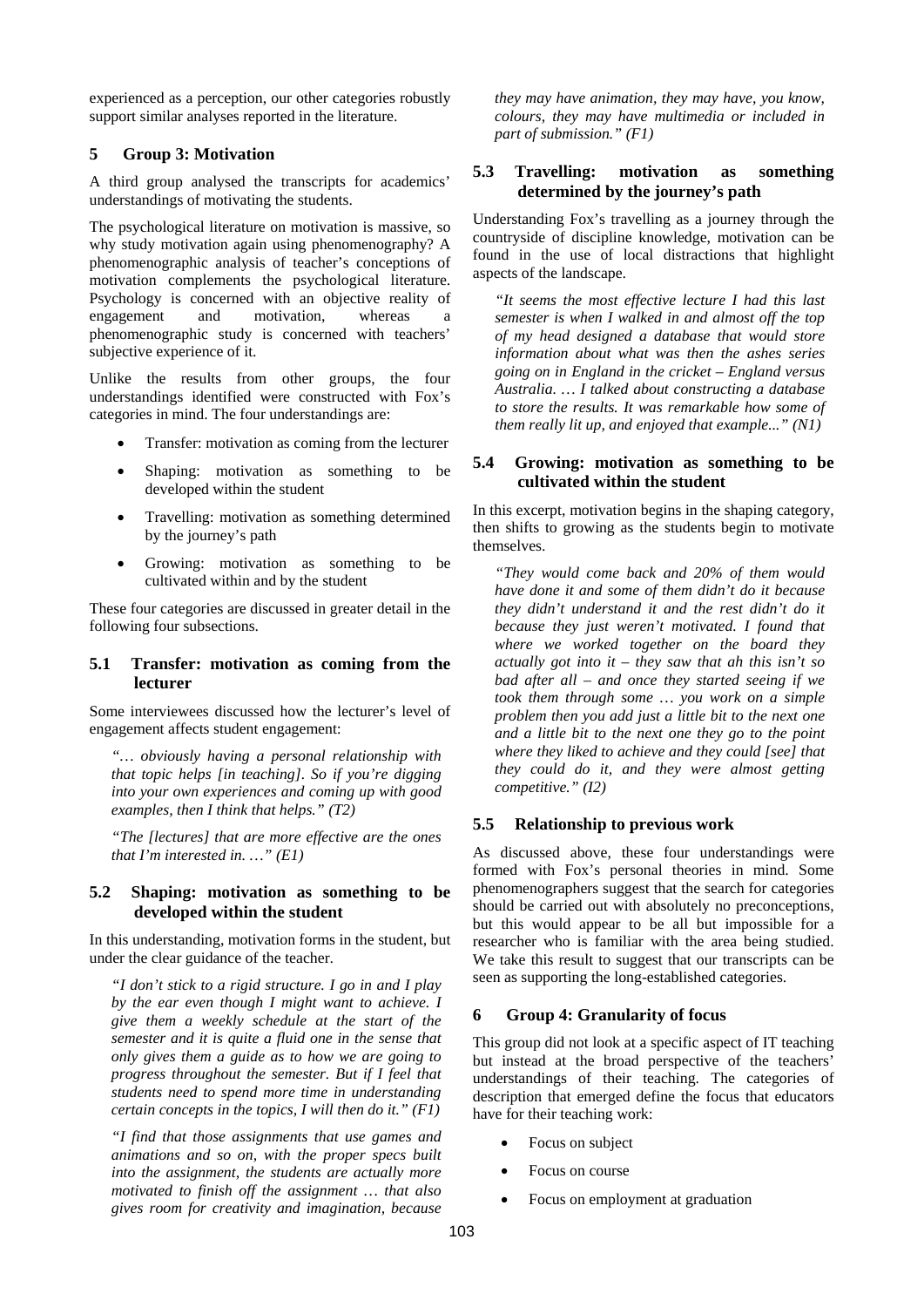experienced as a perception, our other categories robustly support similar analyses reported in the literature.

## 5 Group 3: Motivation

A third group analysed the transcripts for academics' understandings of motivating the students.

The psychological literature on motivation is massive, so why study motivation again using phenomenography? A phenomenographic analysis of teacher's conceptions of motivation complements the psychological literature. Psychology is concerned with an objective reality of engagement and motivation, whereas a phenomenographic study is concerned with teachers' subjective experience of it.

Unlike the results from other groups, the four understandings identified were constructed with Fox's categories in mind. The four understandings are:

- Transfer: motivation as coming from the lecturer
- Shaping: motivation as something to be developed within the student
- Travelling: motivation as something determined by the journey's path
- Growing: motivation as something to be cultivated within and by the student

These four categories are discussed in greater detail in the following four subsections.

### 5.1 Transfer: motivation as coming from the lecturer

Some interviewees discussed how the lecturer's level of engagement affects student engagement:

> *"… obviously having a personal relationship with that topic helps [in teaching]. So if you're digging into your own experiences and coming up with good examples, then I think that helps." (T2)*

> *"The [lectures] that are more effective are the ones that I'm interested in. …" (E1)*

### 5.2 Shaping: motivation as something to be developed within the student

In this understanding, motivation forms in the student, but under the clear guidance of the teacher.

> *"I don't stick to a rigid structure. I go in and I play by the ear even though I might want to achieve. I give them a weekly schedule at the start of the semester and it is quite a fluid one in the sense that only gives them a guide as to how we are going to progress throughout the semester. But if I feel that students need to spend more time in understanding certain concepts in the topics, I will then do it." (F1)*

> *"I find that those assignments that use games and animations and so on, with the proper specs built into the assignment, the students are actually more motivated to finish off the assignment … that also gives room for creativity and imagination, because they may have animation, they may have, you know, colours, they may have multimedia or included in part of submission." (F1)*

### 5.3 Travelling: motivation as something determined by the journey's path

Understanding Fox's travelling as a journey through the countryside of discipline knowledge, motivation can be found in the use of local distractions that highlight aspects of the landscape.

> *"It seems the most effective lecture I had this last semester is when I walked in and almost off the top of my head designed a database that would store information about what was then the ashes series going on in England in the cricket – England versus Australia. … I talked about constructing a database to store the results. It was remarkable how some of them really lit up, and enjoyed that example..." (N1)*

### 5.4 Growing: motivation as something to be cultivated within the student

In this excerpt, motivation begins in the shaping category, then shifts to growing as the students begin to motivate themselves.

> *"They would come back and 20% of them would have done it and some of them didn't do it because they didn't understand it and the rest didn't do it because they just weren't motivated. I found that where we worked together on the board they actually got into it – they saw that ah this isn't so bad after all – and once they started seeing if we took them through some … you work on a simple problem then you add just a little bit to the next one and a little bit to the next one they go to the point where they liked to achieve and they could [see] that they could do it, and they were almost getting competitive." (I2)*

### 5.5 Relationship to previous work

As discussed above, these four understandings were formed with Fox's personal theories in mind. Some phenomenographers suggest that the search for categories should be carried out with absolutely no preconceptions, but this would appear to be all but impossible for a researcher who is familiar with the area being studied. We take this result to suggest that our transcripts can be seen as supporting the long-established categories.

## 6 Group 4: Granularity of focus

This group did not look at a specific aspect of IT teaching but instead at the broad perspective of the teachers' understandings of their teaching. The categories of description that emerged define the focus that educators have for their teaching work:

- Focus on subject
- Focus on course
- Focus on employment at graduation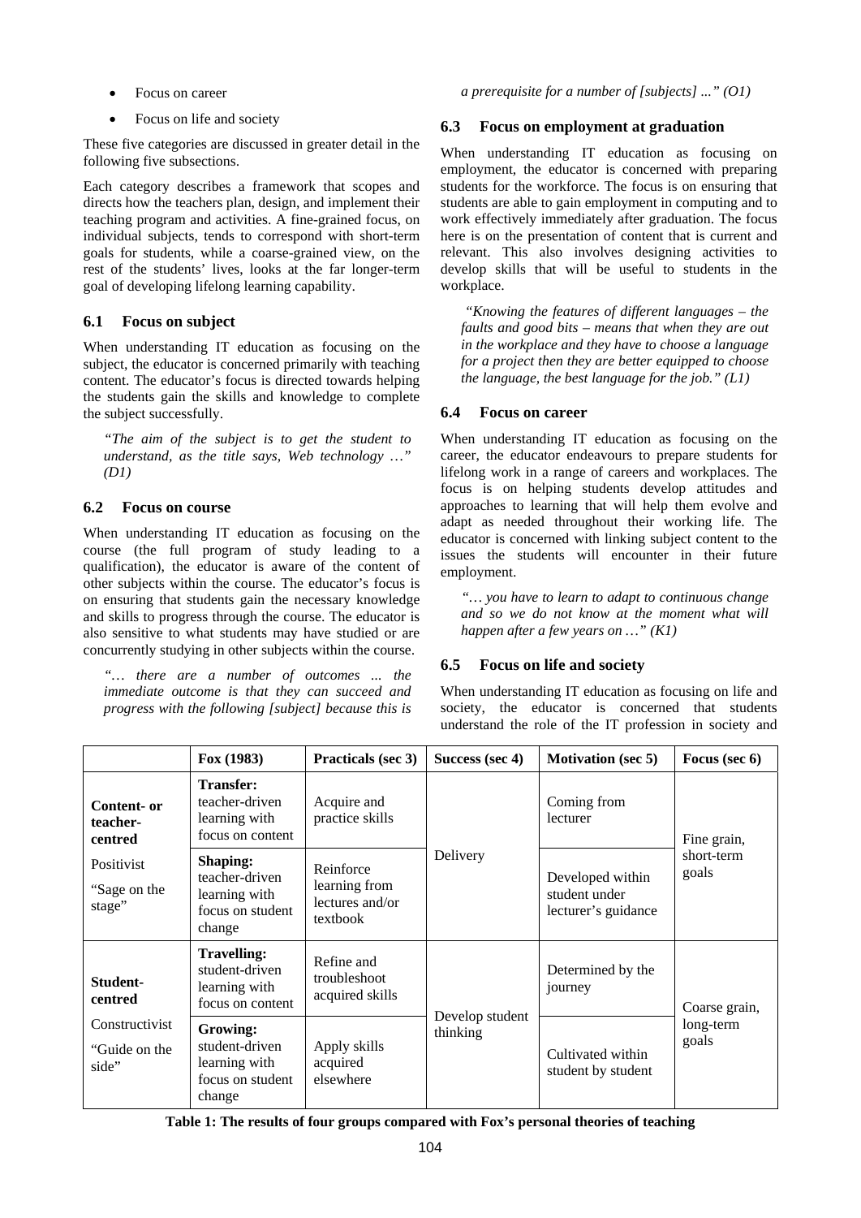- Focus on career
- Focus on life and society

These five categories are discussed in greater detail in the following five subsections.

Each category describes a framework that scopes and directs how the teachers plan, design, and implement their teaching program and activities. A fine-grained focus, on individual subjects, tends to correspond with short-term goals for students, while a coarse-grained view, on the rest of the students' lives, looks at the far longer-term goal of developing lifelong learning capability.

### 6.1 Focus on subject

When understanding IT education as focusing on the subject, the educator is concerned primarily with teaching content. The educator's focus is directed towards helping the students gain the skills and knowledge to complete the subject successfully.

> *"The aim of the subject is to get the student to understand, as the title says, Web technology …" (D1)*

### 6.2 Focus on course

When understanding IT education as focusing on the course (the full program of study leading to a qualification), the educator is aware of the content of other subjects within the course. The educator's focus is on ensuring that students gain the necessary knowledge and skills to progress through the course. The educator is also sensitive to what students may have studied or are concurrently studying in other subjects within the course.

> *"… there are a number of outcomes ... the immediate outcome is that they can succeed and progress with the following [subject] because this is a prerequisite for a number of [subjects] ..." (O1)*

### 6.3 Focus on employment at graduation

When understanding IT education as focusing on employment, the educator is concerned with preparing students for the workforce. The focus is on ensuring that students are able to gain employment in computing and to work effectively immediately after graduation. The focus here is on the presentation of content that is current and relevant. This also involves designing activities to develop skills that will be useful to students in the workplace.

> *"Knowing the features of different languages – the faults and good bits – means that when they are out in the workplace and they have to choose a language for a project then they are better equipped to choose the language, the best language for the job." (L1)*

### 6.4 Focus on career

When understanding IT education as focusing on the career, the educator endeavours to prepare students for lifelong work in a range of careers and workplaces. The focus is on helping students develop attitudes and approaches to learning that will help them evolve and adapt as needed throughout their working life. The educator is concerned with linking subject content to the issues the students will encounter in their future employment.

> *"… you have to learn to adapt to continuous change and so we do not know at the moment what will happen after a few years on …" (K1)*

### 6.5 Focus on life and society

When understanding IT education as focusing on life and society, the educator is concerned that students understand the role of the IT profession in society and

| | Fox (1983) | Practicals (sec 3) | Success (sec 4) | Motivation (sec 5) | Focus (sec 6) |
|---|---|---|---|---|---|
| **Content- or teacher-centred** | **Transfer:** teacher-driven learning with focus on content | Acquire and practice skills | Delivery | Coming from lecturer | Fine grain, short-term goals |
| Positivist "Sage on the stage" | **Shaping:** teacher-driven learning with focus on student change | Reinforce learning from lectures and/or textbook | | Developed within student under lecturer's guidance | |
| **Student-centred** | **Travelling:** student-driven learning with focus on content | Refine and troubleshoot acquired skills | Develop student thinking | Determined by the journey | Coarse grain, long-term goals |
| Constructivist "Guide on the side" | **Growing:** student-driven learning with focus on student change | Apply skills acquired elsewhere | | Cultivated within student by student | |

**Table 1: The results of four groups compared with Fox's personal theories of teaching**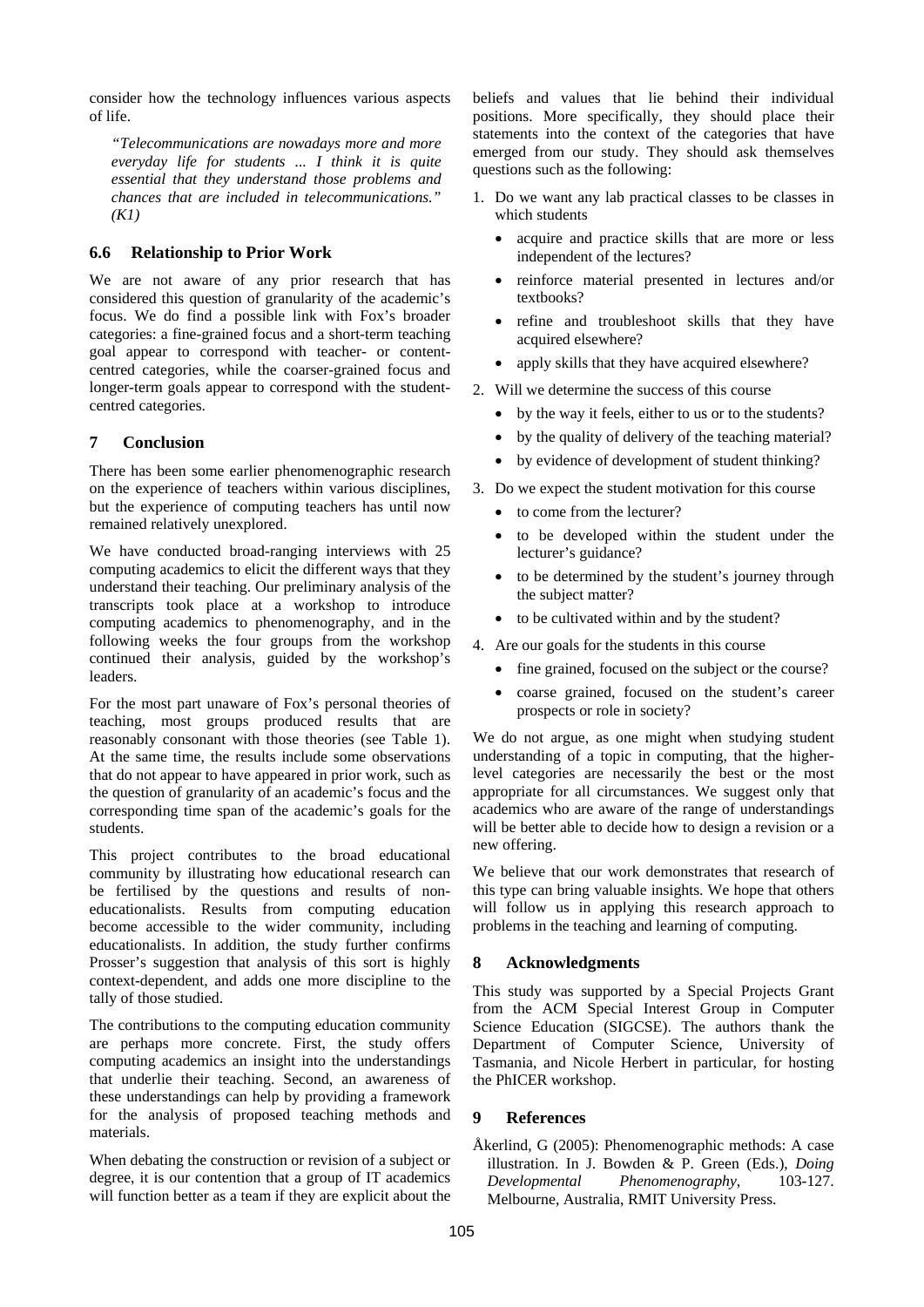consider how the technology influences various aspects of life.

> *"Telecommunications are nowadays more and more everyday life for students ... I think it is quite essential that they understand those problems and chances that are included in telecommunications." (K1)*

### 6.6 Relationship to Prior Work

We are not aware of any prior research that has considered this question of granularity of the academic's focus. We do find a possible link with Fox's broader categories: a fine-grained focus and a short-term teaching goal appear to correspond with teacher- or content-centred categories, while the coarser-grained focus and longer-term goals appear to correspond with the student-centred categories.

## 7 Conclusion

There has been some earlier phenomenographic research on the experience of teachers within various disciplines, but the experience of computing teachers has until now remained relatively unexplored.

We have conducted broad-ranging interviews with 25 computing academics to elicit the different ways that they understand their teaching. Our preliminary analysis of the transcripts took place at a workshop to introduce computing academics to phenomenography, and in the following weeks the four groups from the workshop continued their analysis, guided by the workshop's leaders.

For the most part unaware of Fox's personal theories of teaching, most groups produced results that are reasonably consonant with those theories (see Table 1). At the same time, the results include some observations that do not appear to have appeared in prior work, such as the question of granularity of an academic's focus and the corresponding time span of the academic's goals for the students.

This project contributes to the broad educational community by illustrating how educational research can be fertilised by the questions and results of non-educationalists. Results from computing education become accessible to the wider community, including educationalists. In addition, the study further confirms Prosser's suggestion that analysis of this sort is highly context-dependent, and adds one more discipline to the tally of those studied.

The contributions to the computing education community are perhaps more concrete. First, the study offers computing academics an insight into the understandings that underlie their teaching. Second, an awareness of these understandings can help by providing a framework for the analysis of proposed teaching methods and materials.

When debating the construction or revision of a subject or degree, it is our contention that a group of IT academics will function better as a team if they are explicit about the beliefs and values that lie behind their individual positions. More specifically, they should place their statements into the context of the categories that have emerged from our study. They should ask themselves questions such as the following:

1. Do we want any lab practical classes to be classes in which students
   - acquire and practice skills that are more or less independent of the lectures?
   - reinforce material presented in lectures and/or textbooks?
   - refine and troubleshoot skills that they have acquired elsewhere?
   - apply skills that they have acquired elsewhere?
2. Will we determine the success of this course
   - by the way it feels, either to us or to the students?
   - by the quality of delivery of the teaching material?
   - by evidence of development of student thinking?
3. Do we expect the student motivation for this course
   - to come from the lecturer?
   - to be developed within the student under the lecturer's guidance?
   - to be determined by the student's journey through the subject matter?
   - to be cultivated within and by the student?
4. Are our goals for the students in this course
   - fine grained, focused on the subject or the course?
   - coarse grained, focused on the student's career prospects or role in society?

We do not argue, as one might when studying student understanding of a topic in computing, that the higher-level categories are necessarily the best or the most appropriate for all circumstances. We suggest only that academics who are aware of the range of understandings will be better able to decide how to design a revision or a new offering.

We believe that our work demonstrates that research of this type can bring valuable insights. We hope that others will follow us in applying this research approach to problems in the teaching and learning of computing.

## 8 Acknowledgments

This study was supported by a Special Projects Grant from the ACM Special Interest Group in Computer Science Education (SIGCSE). The authors thank the Department of Computer Science, University of Tasmania, and Nicole Herbert in particular, for hosting the PhICER workshop.

## 9 References

Åkerlind, G (2005): Phenomenographic methods: A case illustration. In J. Bowden & P. Green (Eds.), *Doing Developmental Phenomenography*, 103-127. Melbourne, Australia, RMIT University Press.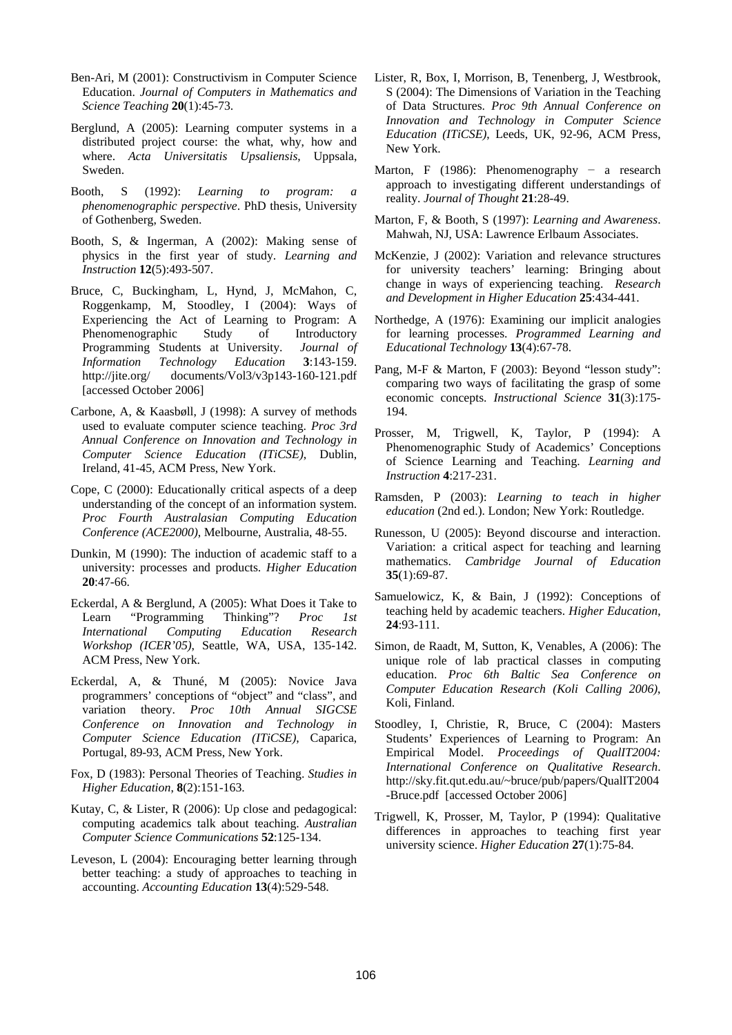Ben-Ari, M (2001): Constructivism in Computer Science Education. *Journal of Computers in Mathematics and Science Teaching* **20**(1):45-73.

Berglund, A (2005): Learning computer systems in a distributed project course: the what, why, how and where. *Acta Universitatis Upsaliensis*, Uppsala, Sweden.

Booth, S (1992): *Learning to program: a phenomenographic perspective*. PhD thesis, University of Gothenberg, Sweden.

Booth, S, & Ingerman, A (2002): Making sense of physics in the first year of study. *Learning and Instruction* **12**(5):493-507.

Bruce, C, Buckingham, L, Hynd, J, McMahon, C, Roggenkamp, M, Stoodley, I (2004): Ways of Experiencing the Act of Learning to Program: A Phenomenographic Study of Introductory Programming Students at University. *Journal of Information Technology Education* **3**:143-159. http://jite.org/ documents/Vol3/v3p143-160-121.pdf [accessed October 2006]

Carbone, A, & Kaasbøll, J (1998): A survey of methods used to evaluate computer science teaching. *Proc 3rd Annual Conference on Innovation and Technology in Computer Science Education (ITiCSE)*, Dublin, Ireland, 41-45, ACM Press, New York.

Cope, C (2000): Educationally critical aspects of a deep understanding of the concept of an information system. *Proc Fourth Australasian Computing Education Conference (ACE2000)*, Melbourne, Australia, 48-55.

Dunkin, M (1990): The induction of academic staff to a university: processes and products. *Higher Education* **20**:47-66.

Eckerdal, A & Berglund, A (2005): What Does it Take to Learn "Programming Thinking"? *Proc 1st International Computing Education Research Workshop (ICER'05)*, Seattle, WA, USA, 135-142. ACM Press, New York.

Eckerdal, A, & Thuné, M (2005): Novice Java programmers' conceptions of "object" and "class", and variation theory. *Proc 10th Annual SIGCSE Conference on Innovation and Technology in Computer Science Education (ITiCSE)*, Caparica, Portugal, 89-93, ACM Press, New York.

Fox, D (1983): Personal Theories of Teaching. *Studies in Higher Education*, **8**(2):151-163.

Kutay, C, & Lister, R (2006): Up close and pedagogical: computing academics talk about teaching. *Australian Computer Science Communications* **52**:125-134.

Leveson, L (2004): Encouraging better learning through better teaching: a study of approaches to teaching in accounting. *Accounting Education* **13**(4):529-548.

Lister, R, Box, I, Morrison, B, Tenenberg, J, Westbrook, S (2004): The Dimensions of Variation in the Teaching of Data Structures. *Proc 9th Annual Conference on Innovation and Technology in Computer Science Education (ITiCSE)*, Leeds, UK, 92-96, ACM Press, New York.

Marton, F (1986): Phenomenography − a research approach to investigating different understandings of reality. *Journal of Thought* **21**:28-49.

Marton, F, & Booth, S (1997): *Learning and Awareness*. Mahwah, NJ, USA: Lawrence Erlbaum Associates.

McKenzie, J (2002): Variation and relevance structures for university teachers' learning: Bringing about change in ways of experiencing teaching. *Research and Development in Higher Education* **25**:434-441.

Northedge, A (1976): Examining our implicit analogies for learning processes. *Programmed Learning and Educational Technology* **13**(4):67-78.

Pang, M-F & Marton, F (2003): Beyond "lesson study": comparing two ways of facilitating the grasp of some economic concepts. *Instructional Science* **31**(3):175-194.

Prosser, M, Trigwell, K, Taylor, P (1994): A Phenomenographic Study of Academics' Conceptions of Science Learning and Teaching. *Learning and Instruction* **4**:217-231.

Ramsden, P (2003): *Learning to teach in higher education* (2nd ed.). London; New York: Routledge.

Runesson, U (2005): Beyond discourse and interaction. Variation: a critical aspect for teaching and learning mathematics. *Cambridge Journal of Education* **35**(1):69-87.

Samuelowicz, K, & Bain, J (1992): Conceptions of teaching held by academic teachers. *Higher Education*, **24**:93-111.

Simon, de Raadt, M, Sutton, K, Venables, A (2006): The unique role of lab practical classes in computing education. *Proc 6th Baltic Sea Conference on Computer Education Research (Koli Calling 2006)*, Koli, Finland.

Stoodley, I, Christie, R, Bruce, C (2004): Masters Students' Experiences of Learning to Program: An Empirical Model. *Proceedings of QualIT2004: International Conference on Qualitative Research*. http://sky.fit.qut.edu.au/~bruce/pub/papers/QualIT2004-Bruce.pdf [accessed October 2006]

Trigwell, K, Prosser, M, Taylor, P (1994): Qualitative differences in approaches to teaching first year university science. *Higher Education* **27**(1):75-84.